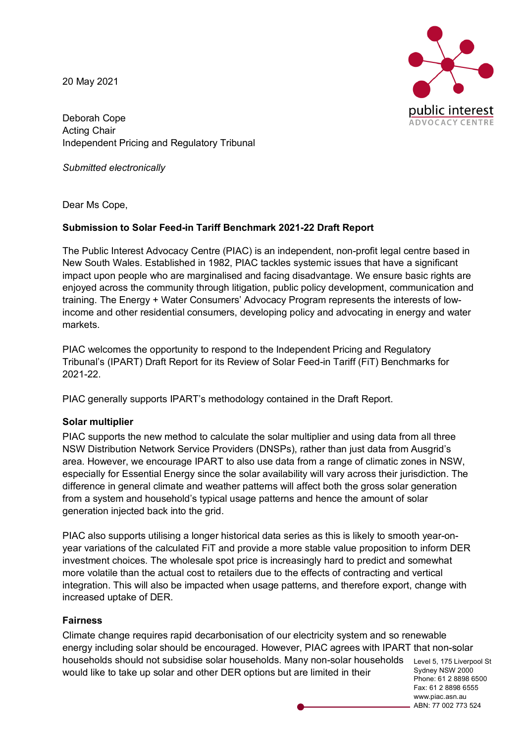20 May 2021

Deborah Cope
Acting Chair
Independent Pricing and Regulatory Tribunal

*Submitted electronically*

Dear Ms Cope,

**Submission to Solar Feed-in Tariff Benchmark 2021-22 Draft Report**

The Public Interest Advocacy Centre (PIAC) is an independent, non-profit legal centre based in New South Wales. Established in 1982, PIAC tackles systemic issues that have a significant impact upon people who are marginalised and facing disadvantage. We ensure basic rights are enjoyed across the community through litigation, public policy development, communication and training. The Energy + Water Consumers' Advocacy Program represents the interests of low-income and other residential consumers, developing policy and advocating in energy and water markets.

PIAC welcomes the opportunity to respond to the Independent Pricing and Regulatory Tribunal's (IPART) Draft Report for its Review of Solar Feed-in Tariff (FiT) Benchmarks for 2021-22.

PIAC generally supports IPART's methodology contained in the Draft Report.

**Solar multiplier**

PIAC supports the new method to calculate the solar multiplier and using data from all three NSW Distribution Network Service Providers (DNSPs), rather than just data from Ausgrid's area. However, we encourage IPART to also use data from a range of climatic zones in NSW, especially for Essential Energy since the solar availability will vary across their jurisdiction. The difference in general climate and weather patterns will affect both the gross solar generation from a system and household's typical usage patterns and hence the amount of solar generation injected back into the grid.

PIAC also supports utilising a longer historical data series as this is likely to smooth year-on-year variations of the calculated FiT and provide a more stable value proposition to inform DER investment choices. The wholesale spot price is increasingly hard to predict and somewhat more volatile than the actual cost to retailers due to the effects of contracting and vertical integration. This will also be impacted when usage patterns, and therefore export, change with increased uptake of DER.

**Fairness**

Climate change requires rapid decarbonisation of our electricity system and so renewable energy including solar should be encouraged. However, PIAC agrees with IPART that non-solar households should not subsidise solar households. Many non-solar households would like to take up solar and other DER options but are limited in their

Level 5, 175 Liverpool St
Sydney NSW 2000
Phone: 61 2 8898 6500
Fax: 61 2 8898 6555
www.piac.asn.au
ABN: 77 002 773 524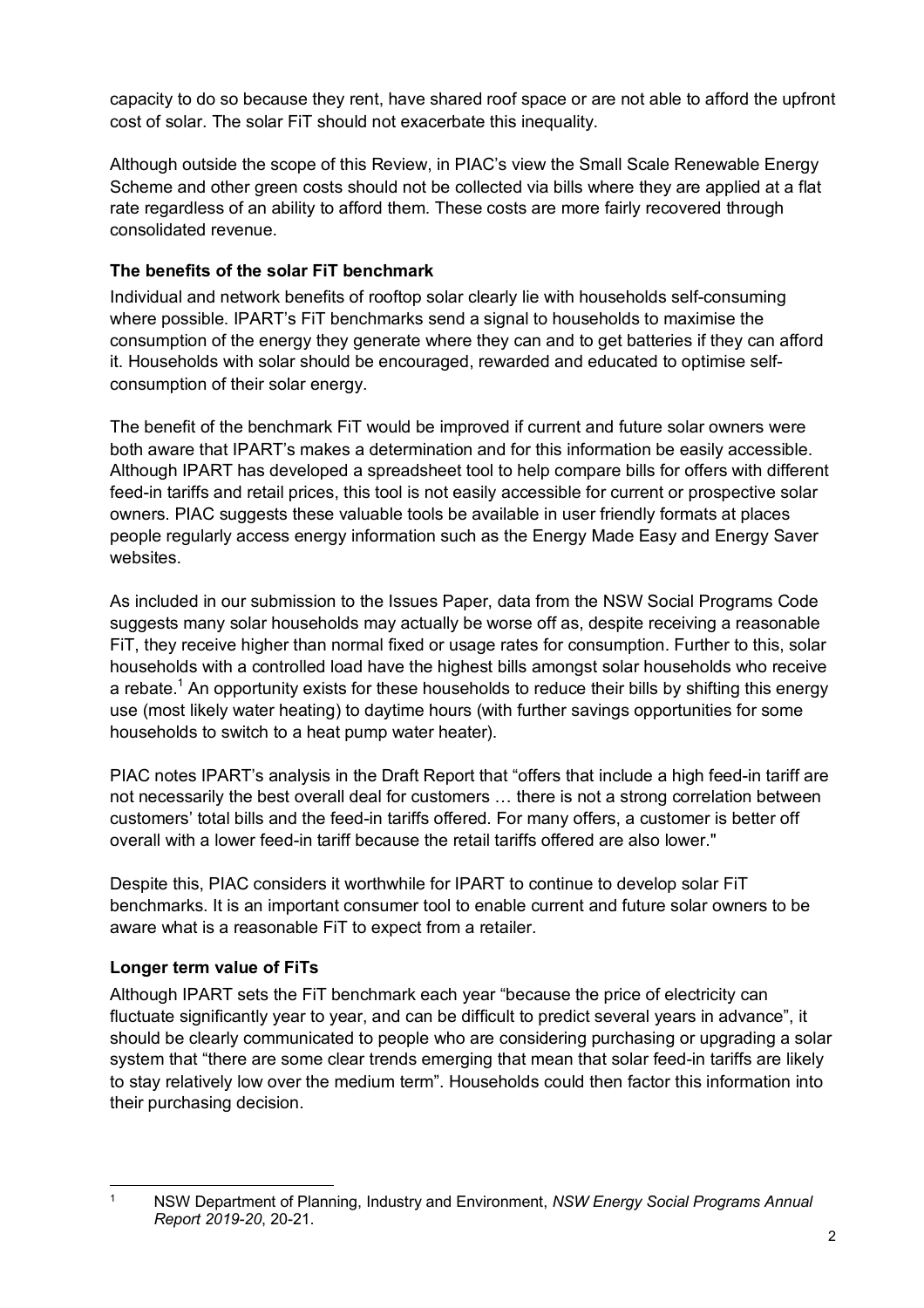capacity to do so because they rent, have shared roof space or are not able to afford the upfront cost of solar. The solar FiT should not exacerbate this inequality.

Although outside the scope of this Review, in PIAC's view the Small Scale Renewable Energy Scheme and other green costs should not be collected via bills where they are applied at a flat rate regardless of an ability to afford them. These costs are more fairly recovered through consolidated revenue.

**The benefits of the solar FiT benchmark**

Individual and network benefits of rooftop solar clearly lie with households self-consuming where possible. IPART's FiT benchmarks send a signal to households to maximise the consumption of the energy they generate where they can and to get batteries if they can afford it. Households with solar should be encouraged, rewarded and educated to optimise self-consumption of their solar energy.

The benefit of the benchmark FiT would be improved if current and future solar owners were both aware that IPART's makes a determination and for this information be easily accessible. Although IPART has developed a spreadsheet tool to help compare bills for offers with different feed-in tariffs and retail prices, this tool is not easily accessible for current or prospective solar owners. PIAC suggests these valuable tools be available in user friendly formats at places people regularly access energy information such as the Energy Made Easy and Energy Saver websites.

As included in our submission to the Issues Paper, data from the NSW Social Programs Code suggests many solar households may actually be worse off as, despite receiving a reasonable FiT, they receive higher than normal fixed or usage rates for consumption. Further to this, solar households with a controlled load have the highest bills amongst solar households who receive a rebate.[1] An opportunity exists for these households to reduce their bills by shifting this energy use (most likely water heating) to daytime hours (with further savings opportunities for some households to switch to a heat pump water heater).

PIAC notes IPART's analysis in the Draft Report that "offers that include a high feed-in tariff are not necessarily the best overall deal for customers … there is not a strong correlation between customers' total bills and the feed-in tariffs offered. For many offers, a customer is better off overall with a lower feed-in tariff because the retail tariffs offered are also lower."

Despite this, PIAC considers it worthwhile for IPART to continue to develop solar FiT benchmarks. It is an important consumer tool to enable current and future solar owners to be aware what is a reasonable FiT to expect from a retailer.

**Longer term value of FiTs**

Although IPART sets the FiT benchmark each year "because the price of electricity can fluctuate significantly year to year, and can be difficult to predict several years in advance", it should be clearly communicated to people who are considering purchasing or upgrading a solar system that "there are some clear trends emerging that mean that solar feed-in tariffs are likely to stay relatively low over the medium term". Households could then factor this information into their purchasing decision.

---

[1] NSW Department of Planning, Industry and Environment, *NSW Energy Social Programs Annual Report 2019-20*, 20-21.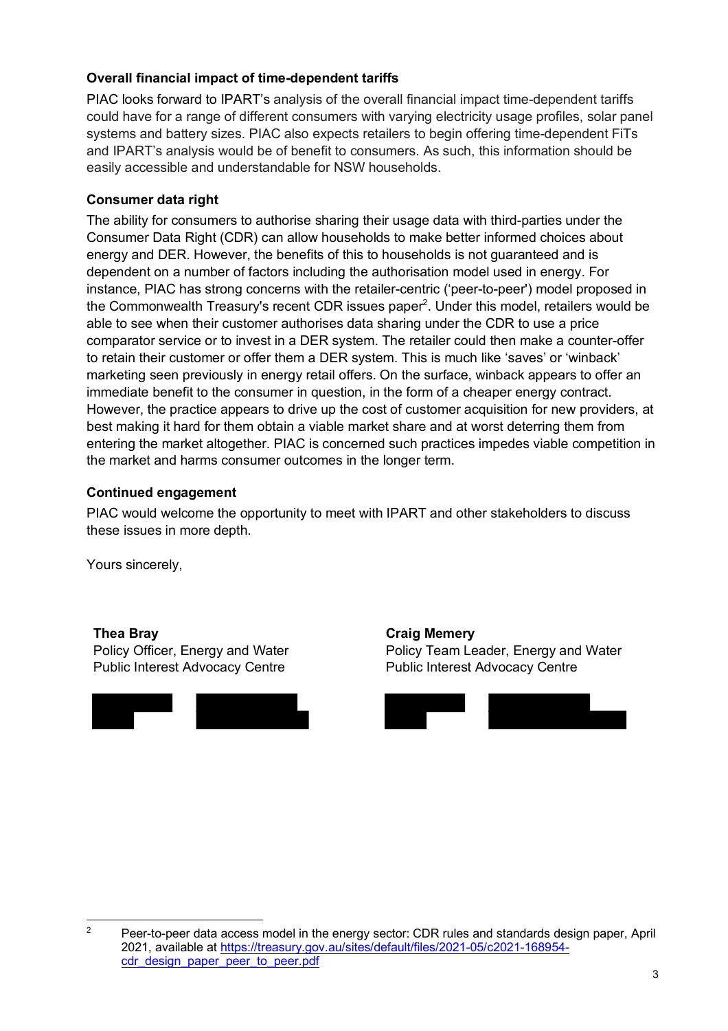**Overall financial impact of time-dependent tariffs**

PIAC looks forward to IPART's analysis of the overall financial impact time-dependent tariffs could have for a range of different consumers with varying electricity usage profiles, solar panel systems and battery sizes. PIAC also expects retailers to begin offering time-dependent FiTs and IPART's analysis would be of benefit to consumers. As such, this information should be easily accessible and understandable for NSW households.

**Consumer data right**

The ability for consumers to authorise sharing their usage data with third-parties under the Consumer Data Right (CDR) can allow households to make better informed choices about energy and DER. However, the benefits of this to households is not guaranteed and is dependent on a number of factors including the authorisation model used in energy. For instance, PIAC has strong concerns with the retailer-centric ('peer-to-peer') model proposed in the Commonwealth Treasury's recent CDR issues paper[2]. Under this model, retailers would be able to see when their customer authorises data sharing under the CDR to use a price comparator service or to invest in a DER system. The retailer could then make a counter-offer to retain their customer or offer them a DER system. This is much like 'saves' or 'winback' marketing seen previously in energy retail offers. On the surface, winback appears to offer an immediate benefit to the consumer in question, in the form of a cheaper energy contract. However, the practice appears to drive up the cost of customer acquisition for new providers, at best making it hard for them obtain a viable market share and at worst deterring them from entering the market altogether. PIAC is concerned such practices impedes viable competition in the market and harms consumer outcomes in the longer term.

**Continued engagement**

PIAC would welcome the opportunity to meet with IPART and other stakeholders to discuss these issues in more depth.

Yours sincerely,

**Thea Bray**
Policy Officer, Energy and Water
Public Interest Advocacy Centre

**Craig Memery**
Policy Team Leader, Energy and Water
Public Interest Advocacy Centre

[2] Peer-to-peer data access model in the energy sector: CDR rules and standards design paper, April 2021, available at https://treasury.gov.au/sites/default/files/2021-05/c2021-168954-cdr_design_paper_peer_to_peer.pdf